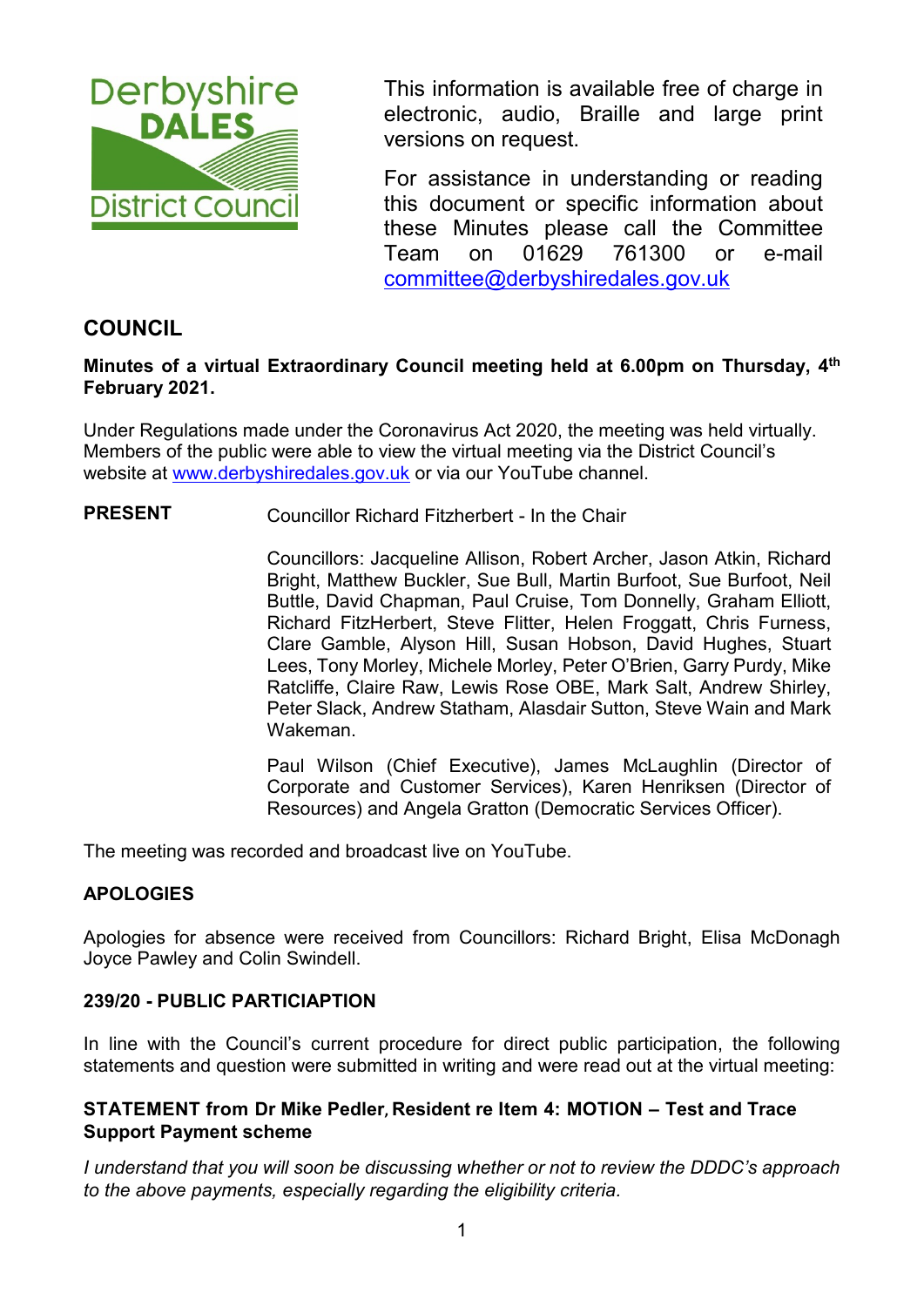This information is available free of charge in electronic, audio, Braille and large print versions on request.

For assistance in understanding or reading this document or specific information about these Minutes please call the Committee Team on 01629 761300 or e-mail committee@derbyshiredales.gov.uk

## COUNCIL

**Minutes of a virtual Extraordinary Council meeting held at 6.00pm on Thursday, 4th February 2021.**

Under Regulations made under the Coronavirus Act 2020, the meeting was held virtually. Members of the public were able to view the virtual meeting via the District Council's website at www.derbyshiredales.gov.uk or via our YouTube channel.

**PRESENT** Councillor Richard Fitzherbert - In the Chair

Councillors: Jacqueline Allison, Robert Archer, Jason Atkin, Richard Bright, Matthew Buckler, Sue Bull, Martin Burfoot, Sue Burfoot, Neil Buttle, David Chapman, Paul Cruise, Tom Donnelly, Graham Elliott, Richard FitzHerbert, Steve Flitter, Helen Froggatt, Chris Furness, Clare Gamble, Alyson Hill, Susan Hobson, David Hughes, Stuart Lees, Tony Morley, Michele Morley, Peter O'Brien, Garry Purdy, Mike Ratcliffe, Claire Raw, Lewis Rose OBE, Mark Salt, Andrew Shirley, Peter Slack, Andrew Statham, Alasdair Sutton, Steve Wain and Mark Wakeman.

Paul Wilson (Chief Executive), James McLaughlin (Director of Corporate and Customer Services), Karen Henriksen (Director of Resources) and Angela Gratton (Democratic Services Officer).

The meeting was recorded and broadcast live on YouTube.

### APOLOGIES

Apologies for absence were received from Councillors: Richard Bright, Elisa McDonagh Joyce Pawley and Colin Swindell.

### 239/20 - PUBLIC PARTICIAPTION

In line with the Council's current procedure for direct public participation, the following statements and question were submitted in writing and were read out at the virtual meeting:

#### STATEMENT from Dr Mike Pedler, Resident re Item 4: MOTION – Test and Trace Support Payment scheme

*I understand that you will soon be discussing whether or not to review the DDDC's approach to the above payments, especially regarding the eligibility criteria.*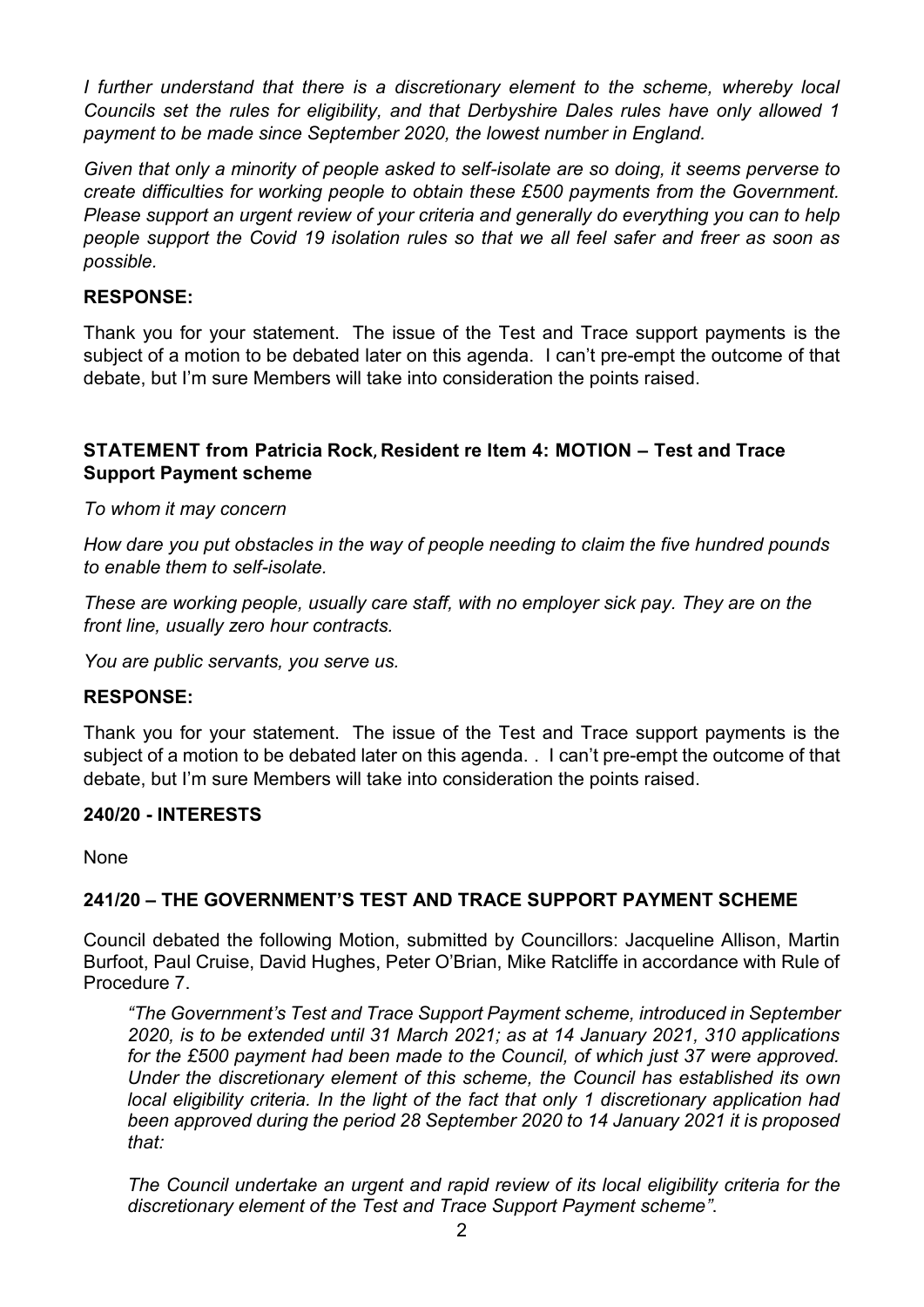*I further understand that there is a discretionary element to the scheme, whereby local Councils set the rules for eligibility, and that Derbyshire Dales rules have only allowed 1 payment to be made since September 2020, the lowest number in England.*

*Given that only a minority of people asked to self-isolate are so doing, it seems perverse to create difficulties for working people to obtain these £500 payments from the Government. Please support an urgent review of your criteria and generally do everything you can to help people support the Covid 19 isolation rules so that we all feel safer and freer as soon as possible.*

**RESPONSE:**

Thank you for your statement. The issue of the Test and Trace support payments is the subject of a motion to be debated later on this agenda. I can't pre-empt the outcome of that debate, but I'm sure Members will take into consideration the points raised.

**STATEMENT from Patricia Rock, Resident re Item 4: MOTION – Test and Trace Support Payment scheme**

*To whom it may concern*

*How dare you put obstacles in the way of people needing to claim the five hundred pounds to enable them to self-isolate.*

*These are working people, usually care staff, with no employer sick pay. They are on the front line, usually zero hour contracts.*

*You are public servants, you serve us.*

**RESPONSE:**

Thank you for your statement. The issue of the Test and Trace support payments is the subject of a motion to be debated later on this agenda. . I can't pre-empt the outcome of that debate, but I'm sure Members will take into consideration the points raised.

**240/20 - INTERESTS**

None

**241/20 – THE GOVERNMENT'S TEST AND TRACE SUPPORT PAYMENT SCHEME**

Council debated the following Motion, submitted by Councillors: Jacqueline Allison, Martin Burfoot, Paul Cruise, David Hughes, Peter O'Brian, Mike Ratcliffe in accordance with Rule of Procedure 7.

> *"The Government's Test and Trace Support Payment scheme, introduced in September 2020, is to be extended until 31 March 2021; as at 14 January 2021, 310 applications for the £500 payment had been made to the Council, of which just 37 were approved. Under the discretionary element of this scheme, the Council has established its own local eligibility criteria. In the light of the fact that only 1 discretionary application had been approved during the period 28 September 2020 to 14 January 2021 it is proposed that:*
>
> *The Council undertake an urgent and rapid review of its local eligibility criteria for the discretionary element of the Test and Trace Support Payment scheme".*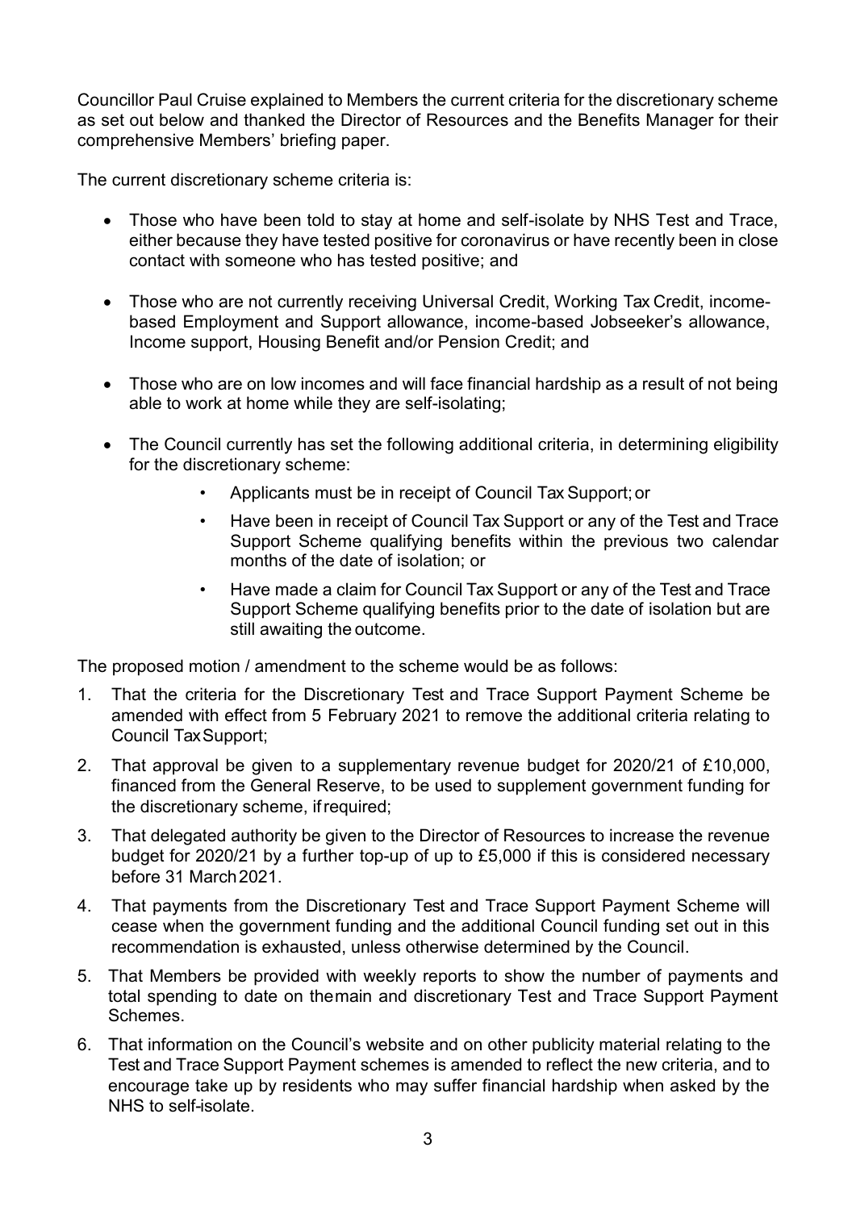Councillor Paul Cruise explained to Members the current criteria for the discretionary scheme as set out below and thanked the Director of Resources and the Benefits Manager for their comprehensive Members' briefing paper.

The current discretionary scheme criteria is:

- Those who have been told to stay at home and self-isolate by NHS Test and Trace, either because they have tested positive for coronavirus or have recently been in close contact with someone who has tested positive; and
- Those who are not currently receiving Universal Credit, Working Tax Credit, income-based Employment and Support allowance, income-based Jobseeker's allowance, Income support, Housing Benefit and/or Pension Credit; and
- Those who are on low incomes and will face financial hardship as a result of not being able to work at home while they are self-isolating;
- The Council currently has set the following additional criteria, in determining eligibility for the discretionary scheme:
    - Applicants must be in receipt of Council Tax Support; or
    - Have been in receipt of Council Tax Support or any of the Test and Trace Support Scheme qualifying benefits within the previous two calendar months of the date of isolation; or
    - Have made a claim for Council Tax Support or any of the Test and Trace Support Scheme qualifying benefits prior to the date of isolation but are still awaiting the outcome.

The proposed motion / amendment to the scheme would be as follows:

1. That the criteria for the Discretionary Test and Trace Support Payment Scheme be amended with effect from 5 February 2021 to remove the additional criteria relating to Council Tax Support;
2. That approval be given to a supplementary revenue budget for 2020/21 of £10,000, financed from the General Reserve, to be used to supplement government funding for the discretionary scheme, if required;
3. That delegated authority be given to the Director of Resources to increase the revenue budget for 2020/21 by a further top-up of up to £5,000 if this is considered necessary before 31 March 2021.
4. That payments from the Discretionary Test and Trace Support Payment Scheme will cease when the government funding and the additional Council funding set out in this recommendation is exhausted, unless otherwise determined by the Council.
5. That Members be provided with weekly reports to show the number of payments and total spending to date on the main and discretionary Test and Trace Support Payment Schemes.
6. That information on the Council's website and on other publicity material relating to the Test and Trace Support Payment schemes is amended to reflect the new criteria, and to encourage take up by residents who may suffer financial hardship when asked by the NHS to self-isolate.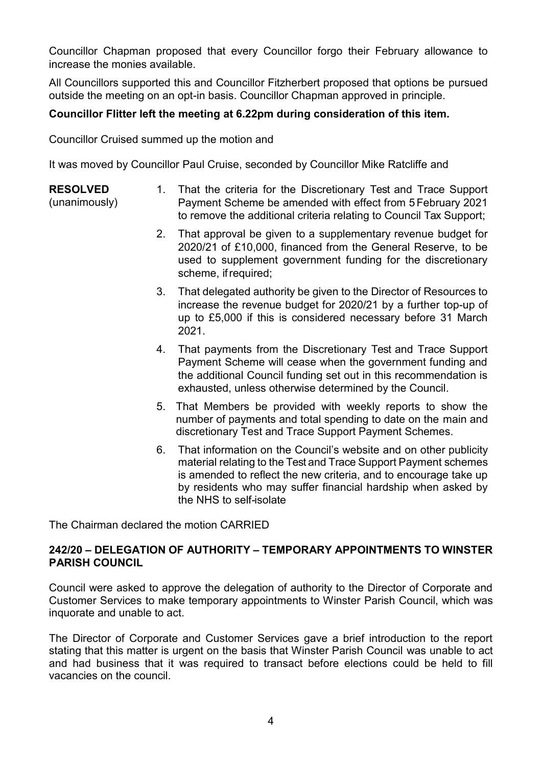Councillor Chapman proposed that every Councillor forgo their February allowance to increase the monies available.

All Councillors supported this and Councillor Fitzherbert proposed that options be pursued outside the meeting on an opt-in basis. Councillor Chapman approved in principle.

**Councillor Flitter left the meeting at 6.22pm during consideration of this item.**

Councillor Cruised summed up the motion and

It was moved by Councillor Paul Cruise, seconded by Councillor Mike Ratcliffe and

**RESOLVED** (unanimously)

1. That the criteria for the Discretionary Test and Trace Support Payment Scheme be amended with effect from 5 February 2021 to remove the additional criteria relating to Council Tax Support;
2. That approval be given to a supplementary revenue budget for 2020/21 of £10,000, financed from the General Reserve, to be used to supplement government funding for the discretionary scheme, if required;
3. That delegated authority be given to the Director of Resources to increase the revenue budget for 2020/21 by a further top-up of up to £5,000 if this is considered necessary before 31 March 2021.
4. That payments from the Discretionary Test and Trace Support Payment Scheme will cease when the government funding and the additional Council funding set out in this recommendation is exhausted, unless otherwise determined by the Council.
5. That Members be provided with weekly reports to show the number of payments and total spending to date on the main and discretionary Test and Trace Support Payment Schemes.
6. That information on the Council's website and on other publicity material relating to the Test and Trace Support Payment schemes is amended to reflect the new criteria, and to encourage take up by residents who may suffer financial hardship when asked by the NHS to self-isolate

The Chairman declared the motion CARRIED

## 242/20 – DELEGATION OF AUTHORITY – TEMPORARY APPOINTMENTS TO WINSTER PARISH COUNCIL

Council were asked to approve the delegation of authority to the Director of Corporate and Customer Services to make temporary appointments to Winster Parish Council, which was inquorate and unable to act.

The Director of Corporate and Customer Services gave a brief introduction to the report stating that this matter is urgent on the basis that Winster Parish Council was unable to act and had business that it was required to transact before elections could be held to fill vacancies on the council.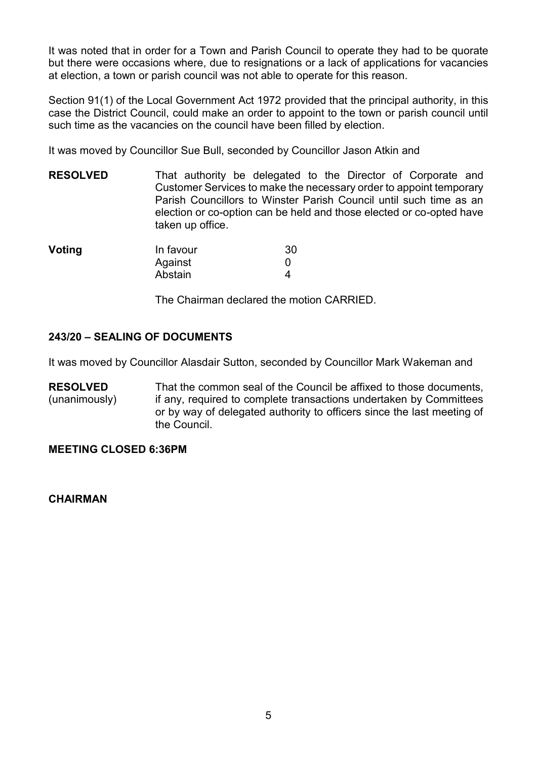It was noted that in order for a Town and Parish Council to operate they had to be quorate but there were occasions where, due to resignations or a lack of applications for vacancies at election, a town or parish council was not able to operate for this reason.

Section 91(1) of the Local Government Act 1972 provided that the principal authority, in this case the District Council, could make an order to appoint to the town or parish council until such time as the vacancies on the council have been filled by election.

It was moved by Councillor Sue Bull, seconded by Councillor Jason Atkin and

**RESOLVED** That authority be delegated to the Director of Corporate and Customer Services to make the necessary order to appoint temporary Parish Councillors to Winster Parish Council until such time as an election or co-option can be held and those elected or co-opted have taken up office.

| | | |
|---|---|---|
| **Voting** | In favour | 30 |
| | Against | 0 |
| | Abstain | 4 |

The Chairman declared the motion CARRIED.

### 243/20 – SEALING OF DOCUMENTS

It was moved by Councillor Alasdair Sutton, seconded by Councillor Mark Wakeman and

**RESOLVED** (unanimously) That the common seal of the Council be affixed to those documents, if any, required to complete transactions undertaken by Committees or by way of delegated authority to officers since the last meeting of the Council.

**MEETING CLOSED 6:36PM**

**CHAIRMAN**